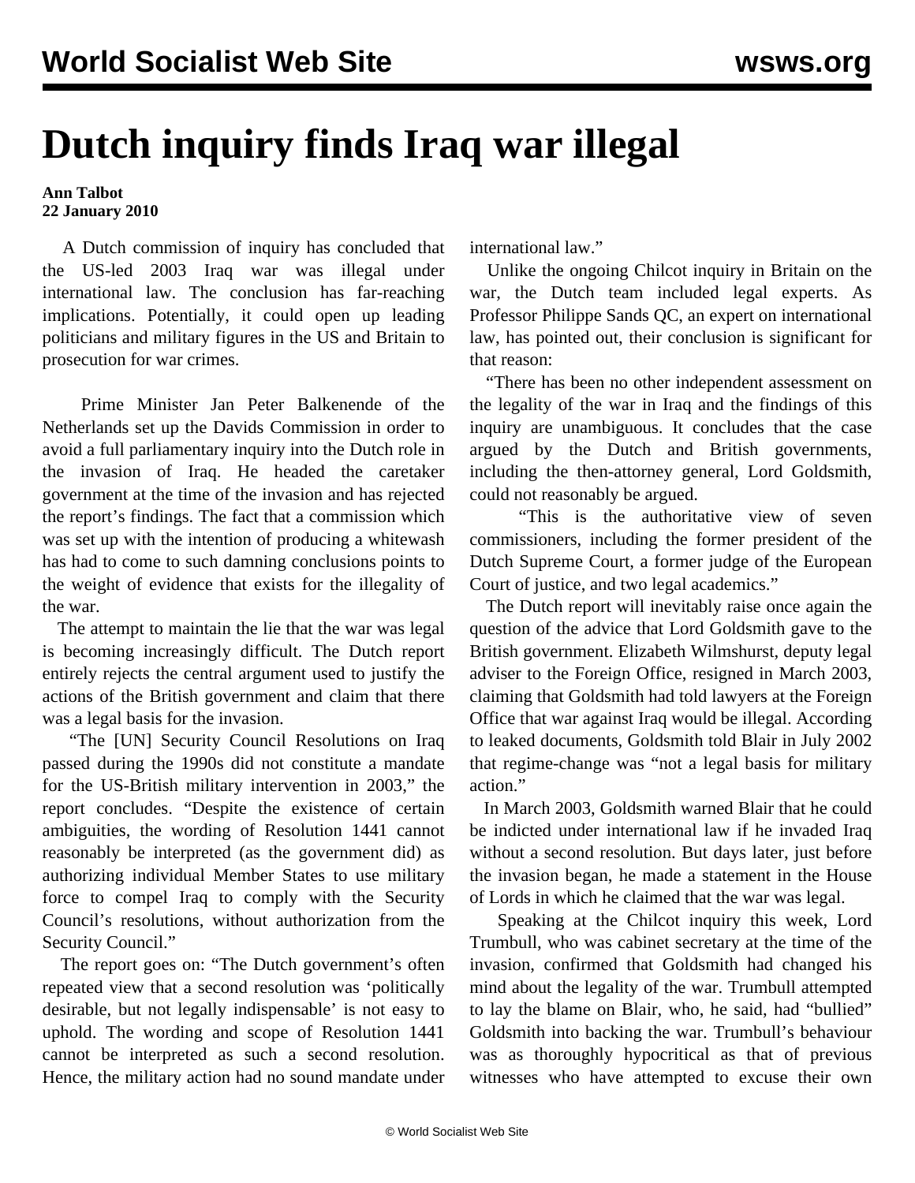# Dutch inquiry finds Iraq war illegal

**Ann Talbot**
**22 January 2010**

A Dutch commission of inquiry has concluded that the US-led 2003 Iraq war was illegal under international law. The conclusion has far-reaching implications. Potentially, it could open up leading politicians and military figures in the US and Britain to prosecution for war crimes.

Prime Minister Jan Peter Balkenende of the Netherlands set up the Davids Commission in order to avoid a full parliamentary inquiry into the Dutch role in the invasion of Iraq. He headed the caretaker government at the time of the invasion and has rejected the report's findings. The fact that a commission which was set up with the intention of producing a whitewash has had to come to such damning conclusions points to the weight of evidence that exists for the illegality of the war.

The attempt to maintain the lie that the war was legal is becoming increasingly difficult. The Dutch report entirely rejects the central argument used to justify the actions of the British government and claim that there was a legal basis for the invasion.

"The [UN] Security Council Resolutions on Iraq passed during the 1990s did not constitute a mandate for the US-British military intervention in 2003," the report concludes. "Despite the existence of certain ambiguities, the wording of Resolution 1441 cannot reasonably be interpreted (as the government did) as authorizing individual Member States to use military force to compel Iraq to comply with the Security Council's resolutions, without authorization from the Security Council."

The report goes on: "The Dutch government's often repeated view that a second resolution was 'politically desirable, but not legally indispensable' is not easy to uphold. The wording and scope of Resolution 1441 cannot be interpreted as such a second resolution. Hence, the military action had no sound mandate under international law."

Unlike the ongoing Chilcot inquiry in Britain on the war, the Dutch team included legal experts. As Professor Philippe Sands QC, an expert on international law, has pointed out, their conclusion is significant for that reason:

"There has been no other independent assessment on the legality of the war in Iraq and the findings of this inquiry are unambiguous. It concludes that the case argued by the Dutch and British governments, including the then-attorney general, Lord Goldsmith, could not reasonably be argued.

"This is the authoritative view of seven commissioners, including the former president of the Dutch Supreme Court, a former judge of the European Court of justice, and two legal academics."

The Dutch report will inevitably raise once again the question of the advice that Lord Goldsmith gave to the British government. Elizabeth Wilmshurst, deputy legal adviser to the Foreign Office, resigned in March 2003, claiming that Goldsmith had told lawyers at the Foreign Office that war against Iraq would be illegal. According to leaked documents, Goldsmith told Blair in July 2002 that regime-change was "not a legal basis for military action."

In March 2003, Goldsmith warned Blair that he could be indicted under international law if he invaded Iraq without a second resolution. But days later, just before the invasion began, he made a statement in the House of Lords in which he claimed that the war was legal.

Speaking at the Chilcot inquiry this week, Lord Trumbull, who was cabinet secretary at the time of the invasion, confirmed that Goldsmith had changed his mind about the legality of the war. Trumbull attempted to lay the blame on Blair, who, he said, had "bullied" Goldsmith into backing the war. Trumbull's behaviour was as thoroughly hypocritical as that of previous witnesses who have attempted to excuse their own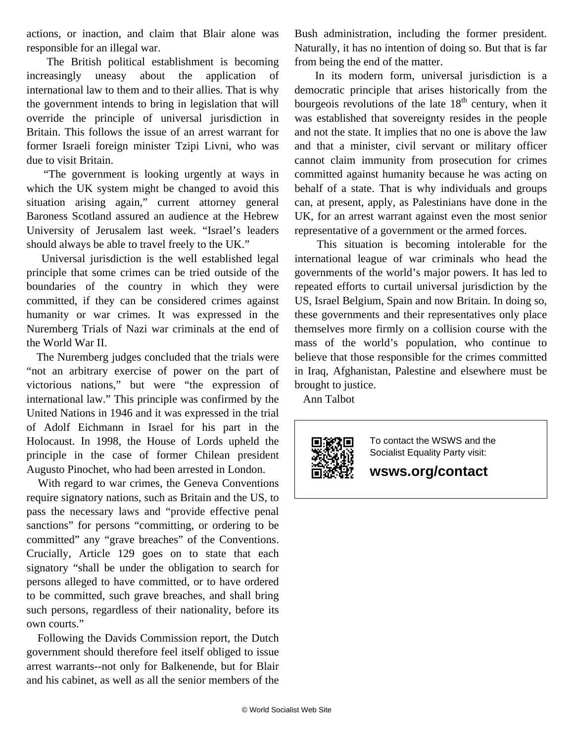actions, or inaction, and claim that Blair alone was responsible for an illegal war.

The British political establishment is becoming increasingly uneasy about the application of international law to them and to their allies. That is why the government intends to bring in legislation that will override the principle of universal jurisdiction in Britain. This follows the issue of an arrest warrant for former Israeli foreign minister Tzipi Livni, who was due to visit Britain.

"The government is looking urgently at ways in which the UK system might be changed to avoid this situation arising again," current attorney general Baroness Scotland assured an audience at the Hebrew University of Jerusalem last week. "Israel's leaders should always be able to travel freely to the UK."

Universal jurisdiction is the well established legal principle that some crimes can be tried outside of the boundaries of the country in which they were committed, if they can be considered crimes against humanity or war crimes. It was expressed in the Nuremberg Trials of Nazi war criminals at the end of the World War II.

The Nuremberg judges concluded that the trials were "not an arbitrary exercise of power on the part of victorious nations," but were "the expression of international law." This principle was confirmed by the United Nations in 1946 and it was expressed in the trial of Adolf Eichmann in Israel for his part in the Holocaust. In 1998, the House of Lords upheld the principle in the case of former Chilean president Augusto Pinochet, who had been arrested in London.

With regard to war crimes, the Geneva Conventions require signatory nations, such as Britain and the US, to pass the necessary laws and "provide effective penal sanctions" for persons "committing, or ordering to be committed" any "grave breaches" of the Conventions. Crucially, Article 129 goes on to state that each signatory "shall be under the obligation to search for persons alleged to have committed, or to have ordered to be committed, such grave breaches, and shall bring such persons, regardless of their nationality, before its own courts."

Following the Davids Commission report, the Dutch government should therefore feel itself obliged to issue arrest warrants--not only for Balkenende, but for Blair and his cabinet, as well as all the senior members of the Bush administration, including the former president. Naturally, it has no intention of doing so. But that is far from being the end of the matter.

In its modern form, universal jurisdiction is a democratic principle that arises historically from the bourgeois revolutions of the late 18th century, when it was established that sovereignty resides in the people and not the state. It implies that no one is above the law and that a minister, civil servant or military officer cannot claim immunity from prosecution for crimes committed against humanity because he was acting on behalf of a state. That is why individuals and groups can, at present, apply, as Palestinians have done in the UK, for an arrest warrant against even the most senior representative of a government or the armed forces.

This situation is becoming intolerable for the international league of war criminals who head the governments of the world's major powers. It has led to repeated efforts to curtail universal jurisdiction by the US, Israel Belgium, Spain and now Britain. In doing so, these governments and their representatives only place themselves more firmly on a collision course with the mass of the world's population, who continue to believe that those responsible for the crimes committed in Iraq, Afghanistan, Palestine and elsewhere must be brought to justice.

Ann Talbot

To contact the WSWS and the Socialist Equality Party visit:

**wsws.org/contact**